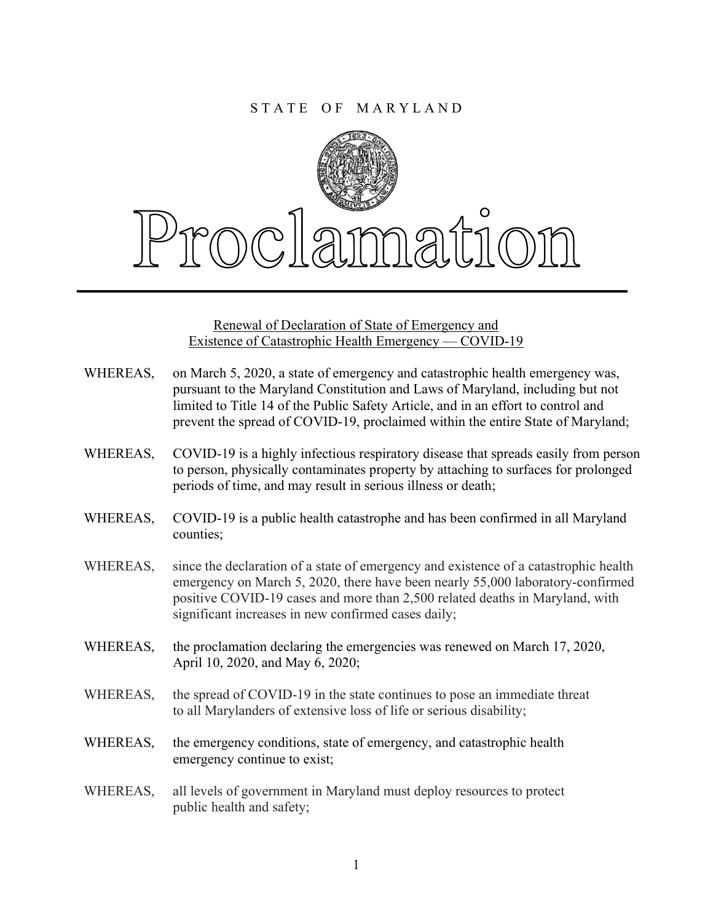STATE OF MARYLAND

# Proclamation

Renewal of Declaration of State of Emergency and Existence of Catastrophic Health Emergency — COVID-19

WHEREAS, on March 5, 2020, a state of emergency and catastrophic health emergency was, pursuant to the Maryland Constitution and Laws of Maryland, including but not limited to Title 14 of the Public Safety Article, and in an effort to control and prevent the spread of COVID-19, proclaimed within the entire State of Maryland;

WHEREAS, COVID-19 is a highly infectious respiratory disease that spreads easily from person to person, physically contaminates property by attaching to surfaces for prolonged periods of time, and may result in serious illness or death;

WHEREAS, COVID-19 is a public health catastrophe and has been confirmed in all Maryland counties;

WHEREAS, since the declaration of a state of emergency and existence of a catastrophic health emergency on March 5, 2020, there have been nearly 55,000 laboratory-confirmed positive COVID-19 cases and more than 2,500 related deaths in Maryland, with significant increases in new confirmed cases daily;

WHEREAS, the proclamation declaring the emergencies was renewed on March 17, 2020, April 10, 2020, and May 6, 2020;

WHEREAS, the spread of COVID-19 in the state continues to pose an immediate threat to all Marylanders of extensive loss of life or serious disability;

WHEREAS, the emergency conditions, state of emergency, and catastrophic health emergency continue to exist;

WHEREAS, all levels of government in Maryland must deploy resources to protect public health and safety;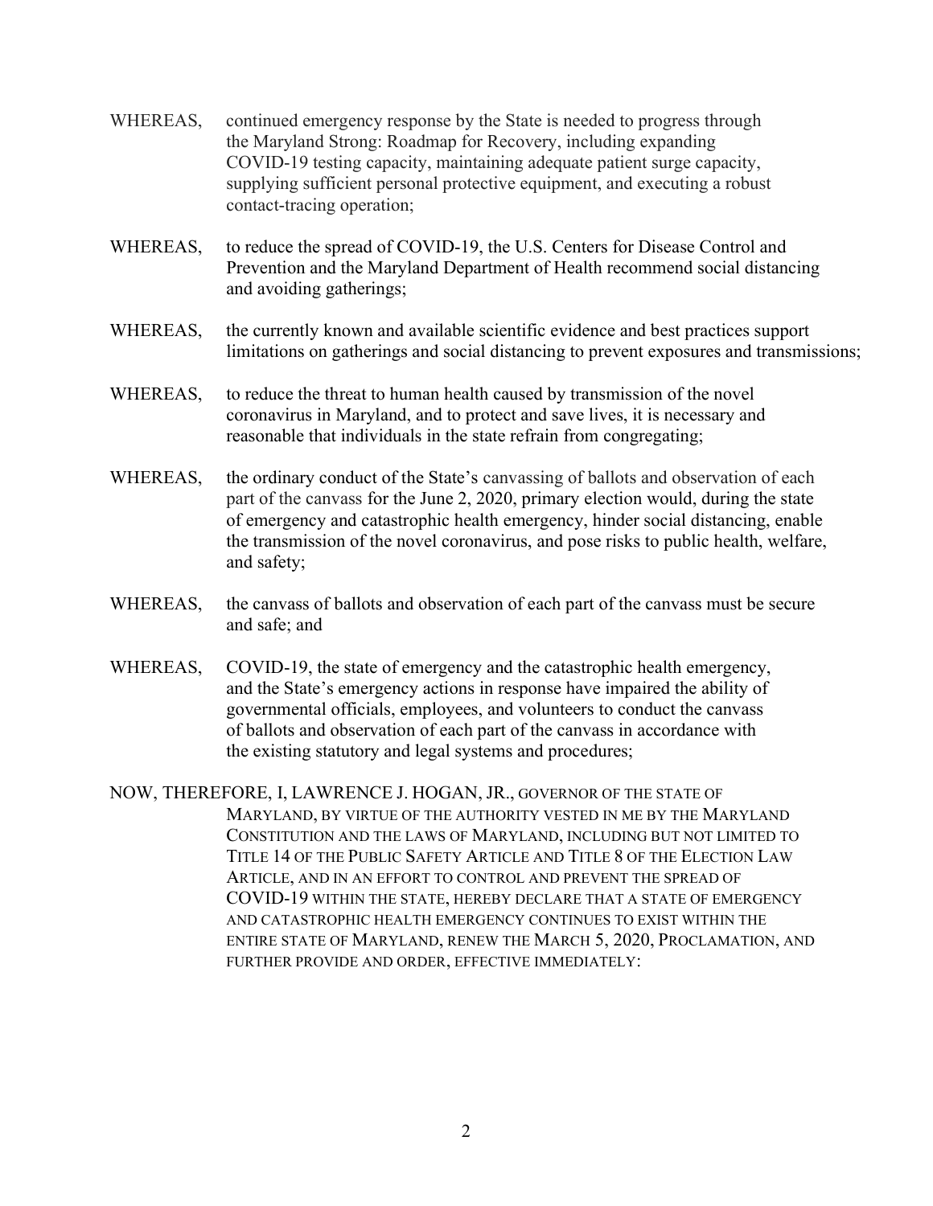WHEREAS, continued emergency response by the State is needed to progress through the Maryland Strong: Roadmap for Recovery, including expanding COVID-19 testing capacity, maintaining adequate patient surge capacity, supplying sufficient personal protective equipment, and executing a robust contact-tracing operation;

WHEREAS, to reduce the spread of COVID-19, the U.S. Centers for Disease Control and Prevention and the Maryland Department of Health recommend social distancing and avoiding gatherings;

WHEREAS, the currently known and available scientific evidence and best practices support limitations on gatherings and social distancing to prevent exposures and transmissions;

WHEREAS, to reduce the threat to human health caused by transmission of the novel coronavirus in Maryland, and to protect and save lives, it is necessary and reasonable that individuals in the state refrain from congregating;

WHEREAS, the ordinary conduct of the State's canvassing of ballots and observation of each part of the canvass for the June 2, 2020, primary election would, during the state of emergency and catastrophic health emergency, hinder social distancing, enable the transmission of the novel coronavirus, and pose risks to public health, welfare, and safety;

WHEREAS, the canvass of ballots and observation of each part of the canvass must be secure and safe; and

WHEREAS, COVID-19, the state of emergency and the catastrophic health emergency, and the State's emergency actions in response have impaired the ability of governmental officials, employees, and volunteers to conduct the canvass of ballots and observation of each part of the canvass in accordance with the existing statutory and legal systems and procedures;

NOW, THEREFORE, I, LAWRENCE J. HOGAN, JR., GOVERNOR OF THE STATE OF MARYLAND, BY VIRTUE OF THE AUTHORITY VESTED IN ME BY THE MARYLAND CONSTITUTION AND THE LAWS OF MARYLAND, INCLUDING BUT NOT LIMITED TO TITLE 14 OF THE PUBLIC SAFETY ARTICLE AND TITLE 8 OF THE ELECTION LAW ARTICLE, AND IN AN EFFORT TO CONTROL AND PREVENT THE SPREAD OF COVID-19 WITHIN THE STATE, HEREBY DECLARE THAT A STATE OF EMERGENCY AND CATASTROPHIC HEALTH EMERGENCY CONTINUES TO EXIST WITHIN THE ENTIRE STATE OF MARYLAND, RENEW THE MARCH 5, 2020, PROCLAMATION, AND FURTHER PROVIDE AND ORDER, EFFECTIVE IMMEDIATELY: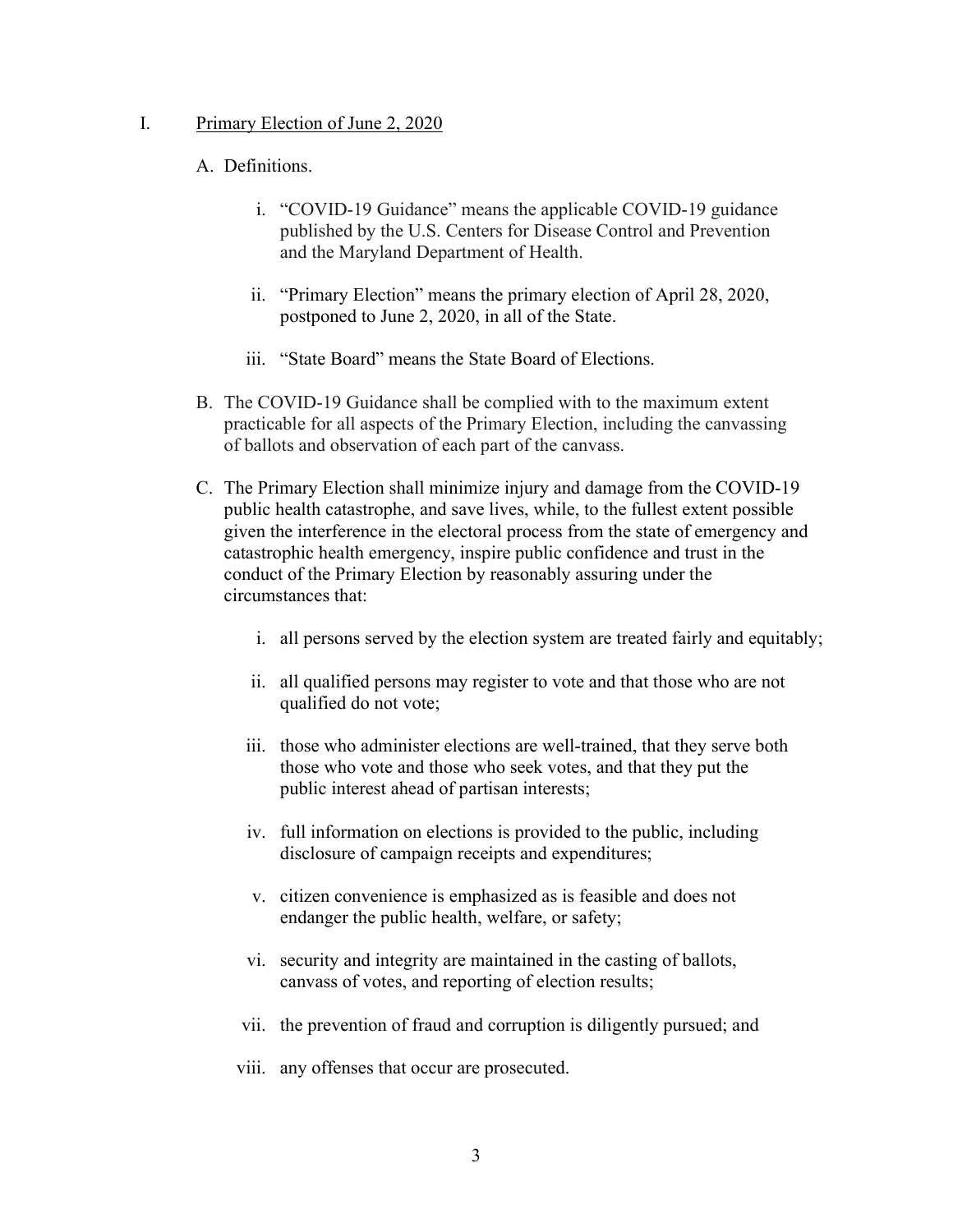## I. Primary Election of June 2, 2020

A. Definitions.

i. "COVID-19 Guidance" means the applicable COVID-19 guidance published by the U.S. Centers for Disease Control and Prevention and the Maryland Department of Health.

ii. "Primary Election" means the primary election of April 28, 2020, postponed to June 2, 2020, in all of the State.

iii. "State Board" means the State Board of Elections.

B. The COVID-19 Guidance shall be complied with to the maximum extent practicable for all aspects of the Primary Election, including the canvassing of ballots and observation of each part of the canvass.

C. The Primary Election shall minimize injury and damage from the COVID-19 public health catastrophe, and save lives, while, to the fullest extent possible given the interference in the electoral process from the state of emergency and catastrophic health emergency, inspire public confidence and trust in the conduct of the Primary Election by reasonably assuring under the circumstances that:

i. all persons served by the election system are treated fairly and equitably;

ii. all qualified persons may register to vote and that those who are not qualified do not vote;

iii. those who administer elections are well-trained, that they serve both those who vote and those who seek votes, and that they put the public interest ahead of partisan interests;

iv. full information on elections is provided to the public, including disclosure of campaign receipts and expenditures;

v. citizen convenience is emphasized as is feasible and does not endanger the public health, welfare, or safety;

vi. security and integrity are maintained in the casting of ballots, canvass of votes, and reporting of election results;

vii. the prevention of fraud and corruption is diligently pursued; and

viii. any offenses that occur are prosecuted.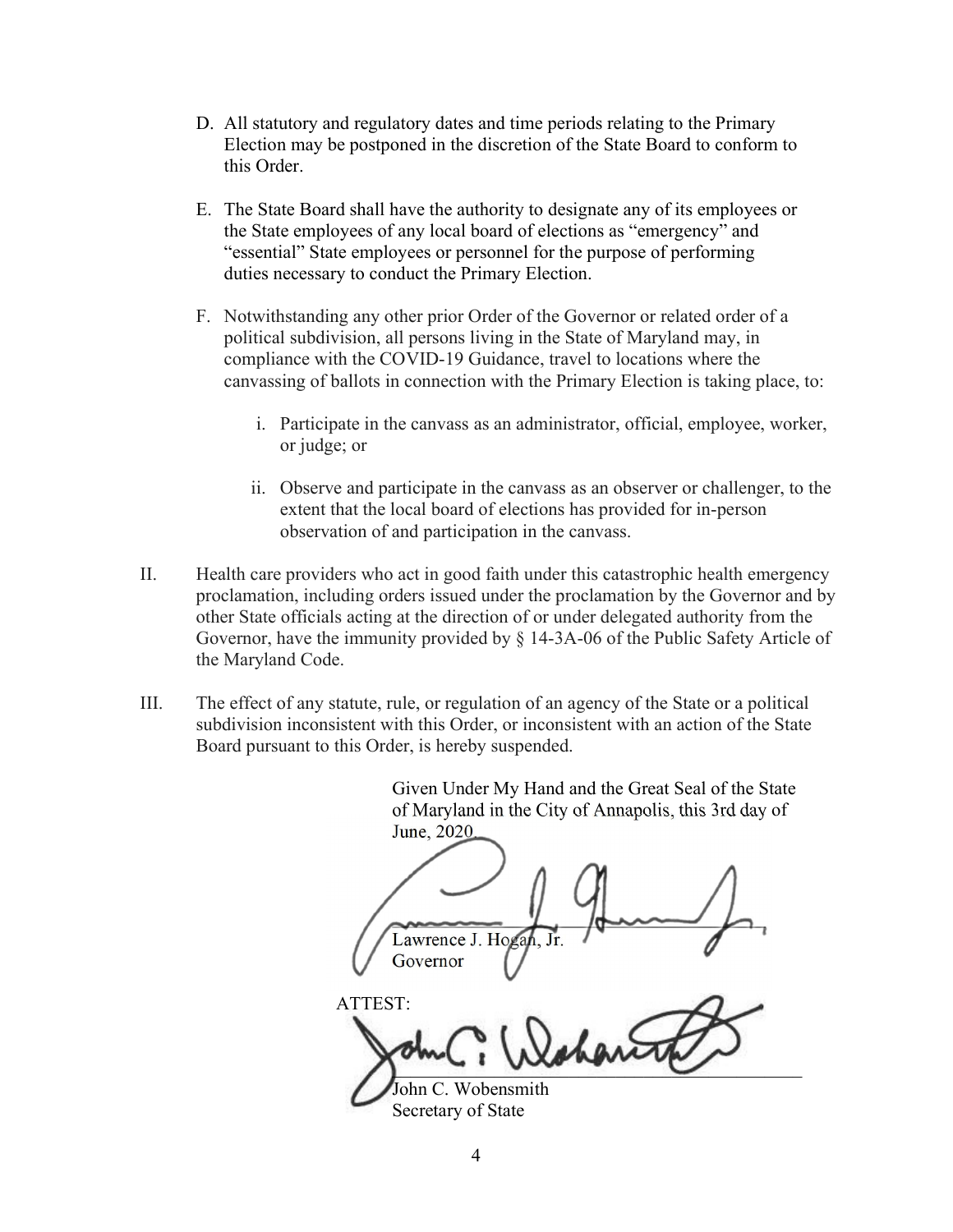D. All statutory and regulatory dates and time periods relating to the Primary Election may be postponed in the discretion of the State Board to conform to this Order.

E. The State Board shall have the authority to designate any of its employees or the State employees of any local board of elections as "emergency" and "essential" State employees or personnel for the purpose of performing duties necessary to conduct the Primary Election.

F. Notwithstanding any other prior Order of the Governor or related order of a political subdivision, all persons living in the State of Maryland may, in compliance with the COVID-19 Guidance, travel to locations where the canvassing of ballots in connection with the Primary Election is taking place, to:

   i. Participate in the canvass as an administrator, official, employee, worker, or judge; or

   ii. Observe and participate in the canvass as an observer or challenger, to the extent that the local board of elections has provided for in-person observation of and participation in the canvass.

II. Health care providers who act in good faith under this catastrophic health emergency proclamation, including orders issued under the proclamation by the Governor and by other State officials acting at the direction of or under delegated authority from the Governor, have the immunity provided by § 14-3A-06 of the Public Safety Article of the Maryland Code.

III. The effect of any statute, rule, or regulation of an agency of the State or a political subdivision inconsistent with this Order, or inconsistent with an action of the State Board pursuant to this Order, is hereby suspended.

Given Under My Hand and the Great Seal of the State of Maryland in the City of Annapolis, this 3rd day of June, 2020.

Lawrence J. Hogan, Jr.
Governor

ATTEST:

John C. Wobensmith
Secretary of State